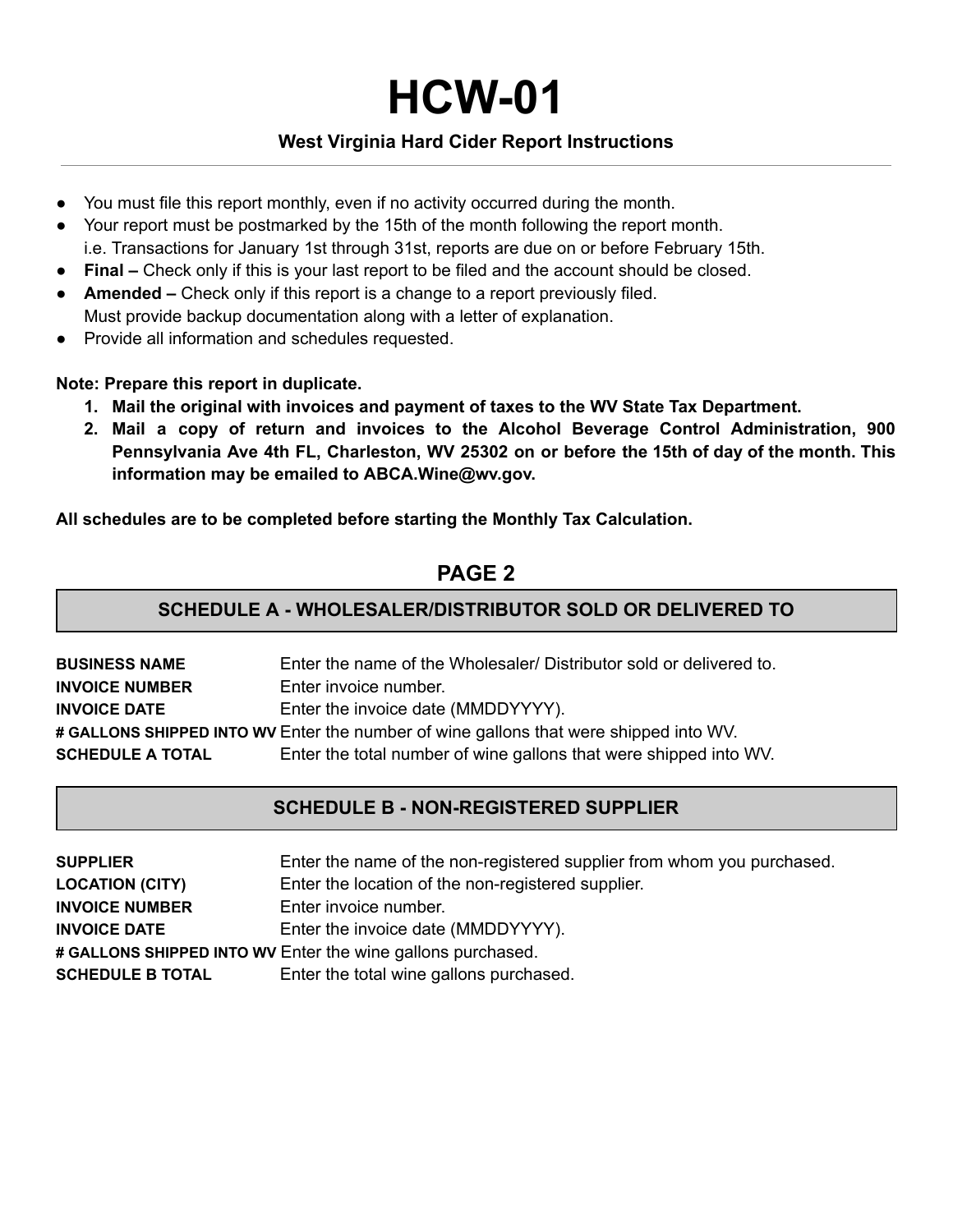# HCW-01

### West Virginia Hard Cider Report Instructions

- You must file this report monthly, even if no activity occurred during the month.
- Your report must be postmarked by the 15th of the month following the report month.
  i.e. Transactions for January 1st through 31st, reports are due on or before February 15th.
- **Final –** Check only if this is your last report to be filed and the account should be closed.
- **Amended –** Check only if this report is a change to a report previously filed.
  Must provide backup documentation along with a letter of explanation.
- Provide all information and schedules requested.

**Note: Prepare this report in duplicate.**

1. **Mail the original with invoices and payment of taxes to the WV State Tax Department.**
2. **Mail a copy of return and invoices to the Alcohol Beverage Control Administration, 900 Pennsylvania Ave 4th FL, Charleston, WV 25302 on or before the 15th of day of the month. This information may be emailed to ABCA.Wine@wv.gov.**

**All schedules are to be completed before starting the Monthly Tax Calculation.**

## PAGE 2

### SCHEDULE A - WHOLESALER/DISTRIBUTOR SOLD OR DELIVERED TO

**BUSINESS NAME** Enter the name of the Wholesaler/ Distributor sold or delivered to.
**INVOICE NUMBER** Enter invoice number.
**INVOICE DATE** Enter the invoice date (MMDDYYYY).
**# GALLONS SHIPPED INTO WV** Enter the number of wine gallons that were shipped into WV.
**SCHEDULE A TOTAL** Enter the total number of wine gallons that were shipped into WV.

### SCHEDULE B - NON-REGISTERED SUPPLIER

**SUPPLIER** Enter the name of the non-registered supplier from whom you purchased.
**LOCATION (CITY)** Enter the location of the non-registered supplier.
**INVOICE NUMBER** Enter invoice number.
**INVOICE DATE** Enter the invoice date (MMDDYYYY).
**# GALLONS SHIPPED INTO WV** Enter the wine gallons purchased.
**SCHEDULE B TOTAL** Enter the total wine gallons purchased.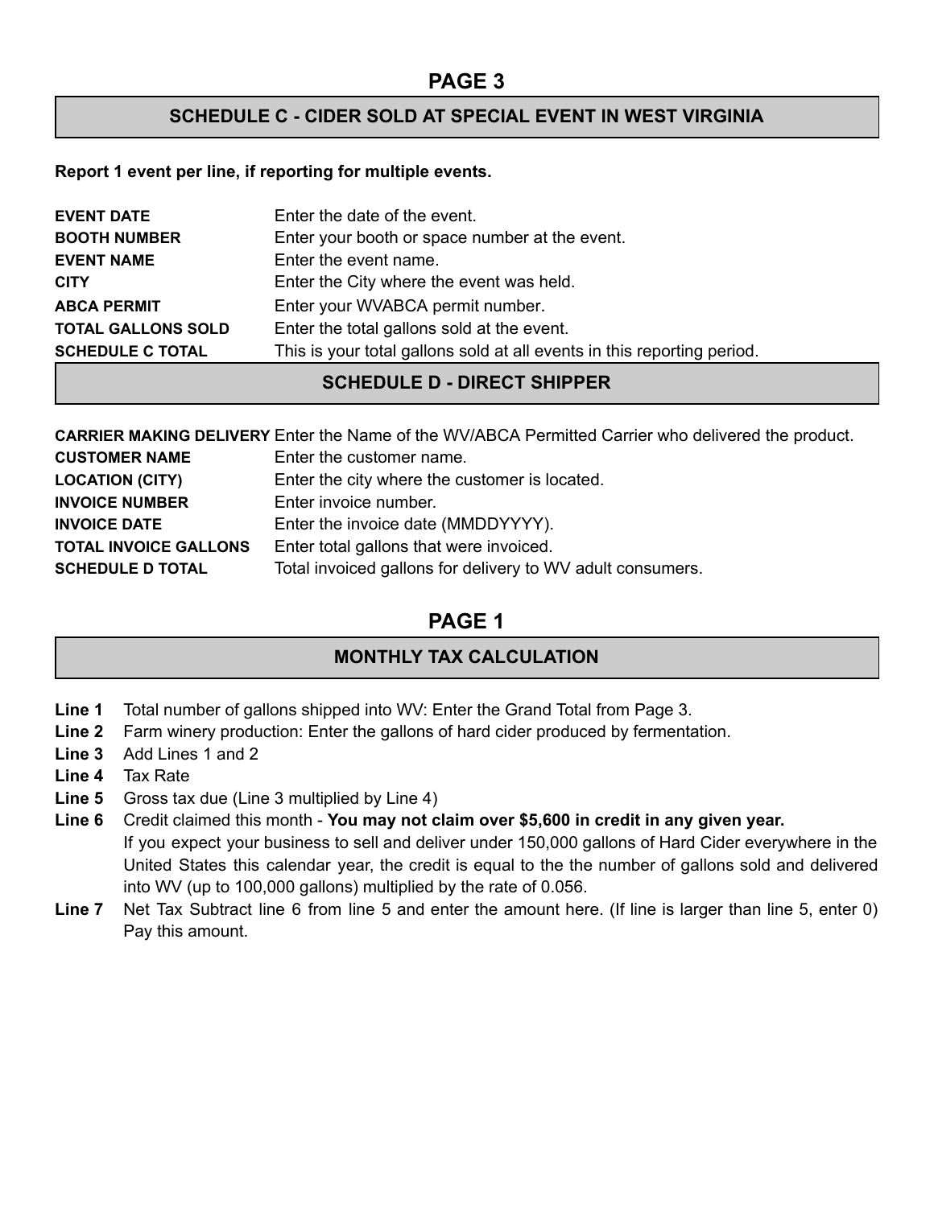## PAGE 3

### SCHEDULE C - CIDER SOLD AT SPECIAL EVENT IN WEST VIRGINIA

**Report 1 event per line, if reporting for multiple events.**

| | |
|---|---|
| **EVENT DATE** | Enter the date of the event. |
| **BOOTH NUMBER** | Enter your booth or space number at the event. |
| **EVENT NAME** | Enter the event name. |
| **CITY** | Enter the City where the event was held. |
| **ABCA PERMIT** | Enter your WVABCA permit number. |
| **TOTAL GALLONS SOLD** | Enter the total gallons sold at the event. |
| **SCHEDULE C TOTAL** | This is your total gallons sold at all events in this reporting period. |

### SCHEDULE D - DIRECT SHIPPER

| | |
|---|---|
| **CARRIER MAKING DELIVERY** | Enter the Name of the WV/ABCA Permitted Carrier who delivered the product. |
| **CUSTOMER NAME** | Enter the customer name. |
| **LOCATION (CITY)** | Enter the city where the customer is located. |
| **INVOICE NUMBER** | Enter invoice number. |
| **INVOICE DATE** | Enter the invoice date (MMDDYYYY). |
| **TOTAL INVOICE GALLONS** | Enter total gallons that were invoiced. |
| **SCHEDULE D TOTAL** | Total invoiced gallons for delivery to WV adult consumers. |

## PAGE 1

### MONTHLY TAX CALCULATION

- **Line 1** Total number of gallons shipped into WV: Enter the Grand Total from Page 3.
- **Line 2** Farm winery production: Enter the gallons of hard cider produced by fermentation.
- **Line 3** Add Lines 1 and 2
- **Line 4** Tax Rate
- **Line 5** Gross tax due (Line 3 multiplied by Line 4)
- **Line 6** Credit claimed this month - **You may not claim over $5,600 in credit in any given year.** If you expect your business to sell and deliver under 150,000 gallons of Hard Cider everywhere in the United States this calendar year, the credit is equal to the the number of gallons sold and delivered into WV (up to 100,000 gallons) multiplied by the rate of 0.056.
- **Line 7** Net Tax Subtract line 6 from line 5 and enter the amount here. (If line is larger than line 5, enter 0) Pay this amount.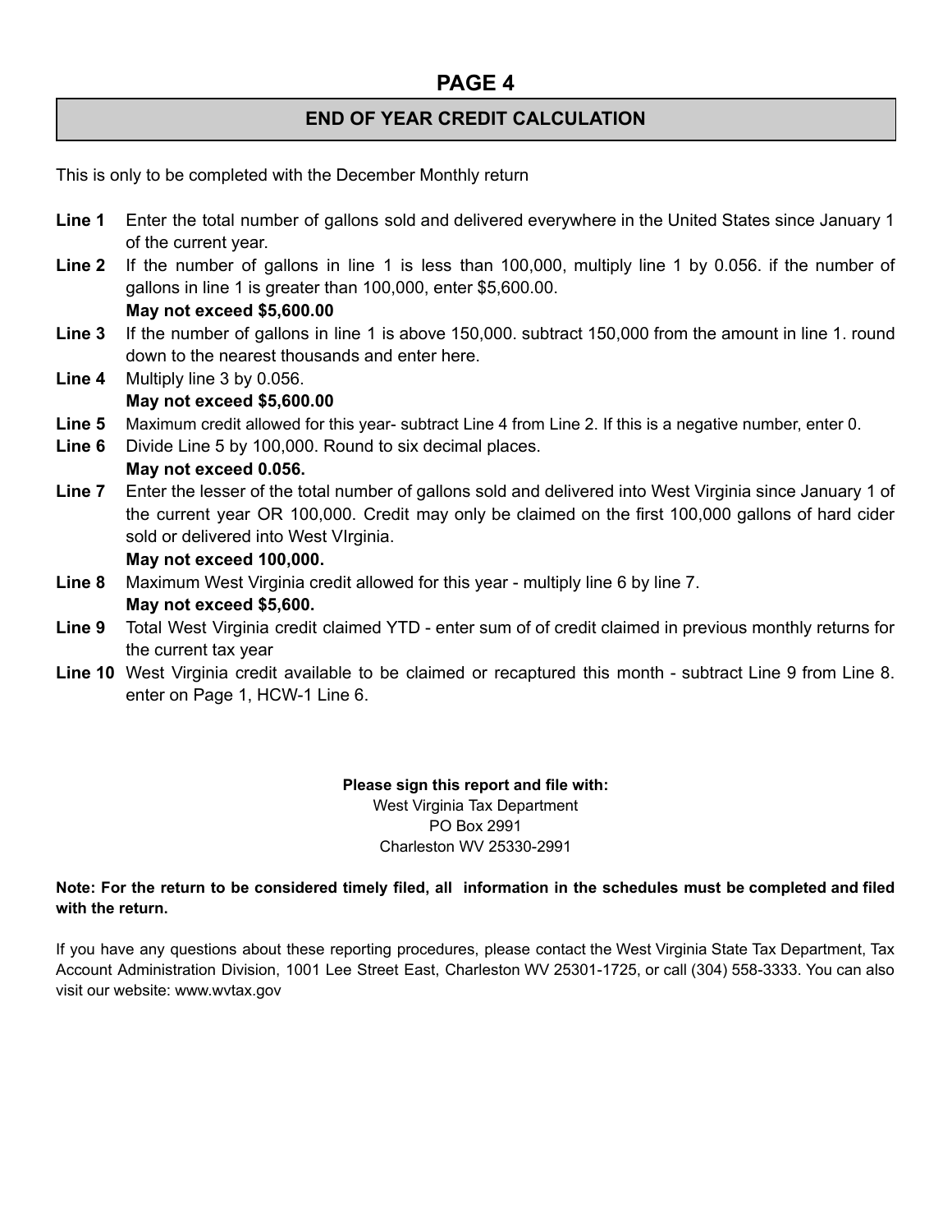# PAGE 4

## END OF YEAR CREDIT CALCULATION

This is only to be completed with the December Monthly return

**Line 1** Enter the total number of gallons sold and delivered everywhere in the United States since January 1 of the current year.

**Line 2** If the number of gallons in line 1 is less than 100,000, multiply line 1 by 0.056. if the number of gallons in line 1 is greater than 100,000, enter $5,600.00.
**May not exceed $5,600.00**

**Line 3** If the number of gallons in line 1 is above 150,000. subtract 150,000 from the amount in line 1. round down to the nearest thousands and enter here.

**Line 4** Multiply line 3 by 0.056.
**May not exceed $5,600.00**

**Line 5** Maximum credit allowed for this year- subtract Line 4 from Line 2. If this is a negative number, enter 0.

**Line 6** Divide Line 5 by 100,000. Round to six decimal places.
**May not exceed 0.056.**

**Line 7** Enter the lesser of the total number of gallons sold and delivered into West Virginia since January 1 of the current year OR 100,000. Credit may only be claimed on the first 100,000 gallons of hard cider sold or delivered into West VIrginia.
**May not exceed 100,000.**

**Line 8** Maximum West Virginia credit allowed for this year - multiply line 6 by line 7.
**May not exceed $5,600.**

**Line 9** Total West Virginia credit claimed YTD - enter sum of of credit claimed in previous monthly returns for the current tax year

**Line 10** West Virginia credit available to be claimed or recaptured this month - subtract Line 9 from Line 8. enter on Page 1, HCW-1 Line 6.

**Please sign this report and file with:**
West Virginia Tax Department
PO Box 2991
Charleston WV 25330-2991

**Note: For the return to be considered timely filed, all information in the schedules must be completed and filed with the return.**

If you have any questions about these reporting procedures, please contact the West Virginia State Tax Department, Tax Account Administration Division, 1001 Lee Street East, Charleston WV 25301-1725, or call (304) 558-3333. You can also visit our website: www.wvtax.gov